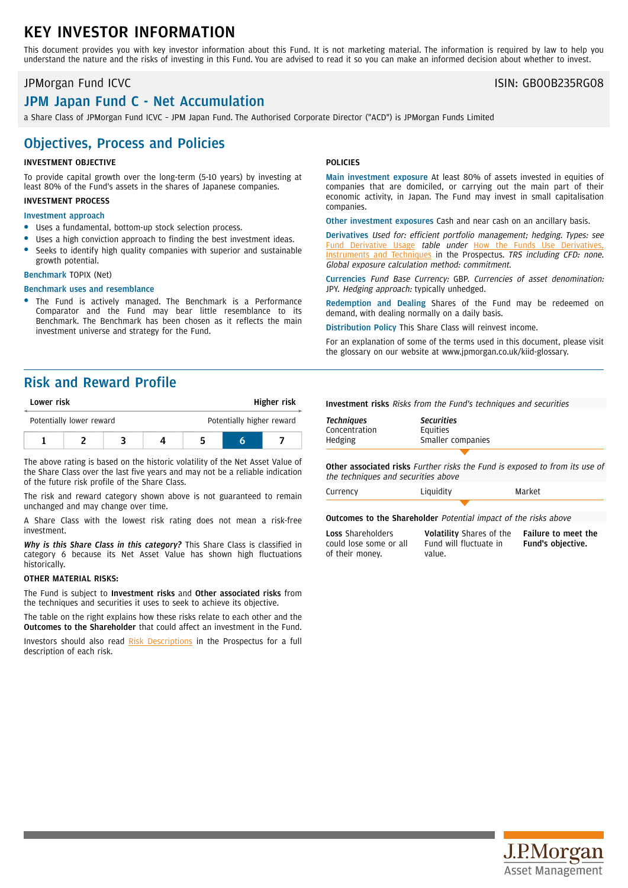# KEY INVESTOR INFORMATION

This document provides you with key investor information about this Fund. It is not marketing material. The information is required by law to help you understand the nature and the risks of investing in this Fund. You are advised to read it so you can make an informed decision about whether to invest.

JPMorgan Fund ICVC

ISIN: GB00B235RG08

## JPM Japan Fund C - Net Accumulation

a Share Class of JPMorgan Fund ICVC - JPM Japan Fund. The Authorised Corporate Director ("ACD") is JPMorgan Funds Limited

## Objectives, Process and Policies

**INVESTMENT OBJECTIVE**

To provide capital growth over the long-term (5-10 years) by investing at least 80% of the Fund's assets in the shares of Japanese companies.

**INVESTMENT PROCESS**

**Investment approach**

- Uses a fundamental, bottom-up stock selection process.
- Uses a high conviction approach to finding the best investment ideas.
- Seeks to identify high quality companies with superior and sustainable growth potential.

**Benchmark** TOPIX (Net)

**Benchmark uses and resemblance**

- The Fund is actively managed. The Benchmark is a Performance Comparator and the Fund may bear little resemblance to its Benchmark. The Benchmark has been chosen as it reflects the main investment universe and strategy for the Fund.

**POLICIES**

**Main investment exposure** At least 80% of assets invested in equities of companies that are domiciled, or carrying out the main part of their economic activity, in Japan. The Fund may invest in small capitalisation companies.

**Other investment exposures** Cash and near cash on an ancillary basis.

**Derivatives** *Used for: efficient portfolio management; hedging. Types: see* Fund Derivative Usage *table under* How the Funds Use Derivatives, Instruments and Techniques in the Prospectus. *TRS including CFD: none. Global exposure calculation method: commitment.*

**Currencies** *Fund Base Currency:* GBP. *Currencies of asset denomination:* JPY. *Hedging approach:* typically unhedged.

**Redemption and Dealing** Shares of the Fund may be redeemed on demand, with dealing normally on a daily basis.

**Distribution Policy** This Share Class will reinvest income.

For an explanation of some of the terms used in this document, please visit the glossary on our website at www.jpmorgan.co.uk/kiid-glossary.

## Risk and Reward Profile

| Lower risk | | | | | | Higher risk |
|---|---|---|---|---|---|---|
| Potentially lower reward | | | | | | Potentially higher reward |
| 1 | 2 | 3 | 4 | 5 | **6** | 7 |

The above rating is based on the historic volatility of the Net Asset Value of the Share Class over the last five years and may not be a reliable indication of the future risk profile of the Share Class.

The risk and reward category shown above is not guaranteed to remain unchanged and may change over time.

A Share Class with the lowest risk rating does not mean a risk-free investment.

***Why is this Share Class in this category?*** This Share Class is classified in category 6 because its Net Asset Value has shown high fluctuations historically.

**OTHER MATERIAL RISKS:**

The Fund is subject to **Investment risks** and **Other associated risks** from the techniques and securities it uses to seek to achieve its objective.

The table on the right explains how these risks relate to each other and the **Outcomes to the Shareholder** that could affect an investment in the Fund.

Investors should also read Risk Descriptions in the Prospectus for a full description of each risk.

**Investment risks** *Risks from the Fund's techniques and securities*

| ***Techniques*** | ***Securities*** |
|---|---|
| Concentration | Equities |
| Hedging | Smaller companies |

**Other associated risks** *Further risks the Fund is exposed to from its use of the techniques and securities above*

| Currency | Liquidity | Market |
|---|---|---|

**Outcomes to the Shareholder** *Potential impact of the risks above*

| **Loss** Shareholders could lose some or all of their money. | **Volatility** Shares of the Fund will fluctuate in value. | **Failure to meet the Fund's objective.** |
|---|---|---|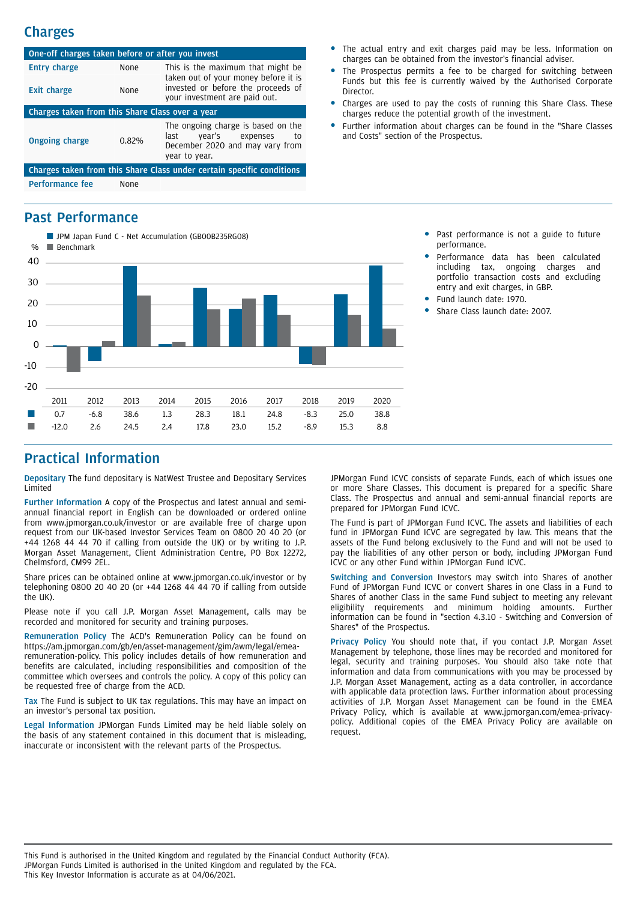## Charges

| One-off charges taken before or after you invest | | |
|---|---|---|
| Entry charge | None | This is the maximum that might be taken out of your money before it is invested or before the proceeds of your investment are paid out. |
| Exit charge | None | |
| **Charges taken from this Share Class over a year** | | |
| Ongoing charge | 0.82% | The ongoing charge is based on the last year's expenses to December 2020 and may vary from year to year. |
| **Charges taken from this Share Class under certain specific conditions** | | |
| Performance fee | None | |

- The actual entry and exit charges paid may be less. Information on charges can be obtained from the investor's financial adviser.
- The Prospectus permits a fee to be charged for switching between Funds but this fee is currently waived by the Authorised Corporate Director.
- Charges are used to pay the costs of running this Share Class. These charges reduce the potential growth of the investment.
- Further information about charges can be found in the "Share Classes and Costs" section of the Prospectus.

## Past Performance

JPM Japan Fund C - Net Accumulation (GB00B235RG08)
Benchmark
%
40
30
20
10
0
-10
-20

2011 2012 2013 2014 2015 2016 2017 2018 2019 2020
0.7 -6.8 38.6 1.3 28.3 18.1 24.8 -8.3 25.0 38.8
-12.0 2.6 24.5 2.4 17.8 23.0 15.2 -8.9 15.3 8.8

- Past performance is not a guide to future performance.
- Performance data has been calculated including tax, ongoing charges and portfolio transaction costs and excluding entry and exit charges, in GBP.
- Fund launch date: 1970.
- Share Class launch date: 2007.

## Practical Information

**Depositary** The fund depositary is NatWest Trustee and Depositary Services Limited

**Further Information** A copy of the Prospectus and latest annual and semi-annual financial report in English can be downloaded or ordered online from www.jpmorgan.co.uk/investor or are available free of charge upon request from our UK-based Investor Services Team on 0800 20 40 20 (or +44 1268 44 44 70 if calling from outside the UK) or by writing to J.P. Morgan Asset Management, Client Administration Centre, PO Box 12272, Chelmsford, CM99 2EL.

Share prices can be obtained online at www.jpmorgan.co.uk/investor or by telephoning 0800 20 40 20 (or +44 1268 44 44 70 if calling from outside the UK).

Please note if you call J.P. Morgan Asset Management, calls may be recorded and monitored for security and training purposes.

**Remuneration Policy** The ACD's Remuneration Policy can be found on https://am.jpmorgan.com/gb/en/asset-management/gim/awm/legal/emea-remuneration-policy. This policy includes details of how remuneration and benefits are calculated, including responsibilities and composition of the committee which oversees and controls the policy. A copy of this policy can be requested free of charge from the ACD.

**Tax** The Fund is subject to UK tax regulations. This may have an impact on an investor's personal tax position.

**Legal Information** JPMorgan Funds Limited may be held liable solely on the basis of any statement contained in this document that is misleading, inaccurate or inconsistent with the relevant parts of the Prospectus.

JPMorgan Fund ICVC consists of separate Funds, each of which issues one or more Share Classes. This document is prepared for a specific Share Class. The Prospectus and annual and semi-annual financial reports are prepared for JPMorgan Fund ICVC.

The Fund is part of JPMorgan Fund ICVC. The assets and liabilities of each fund in JPMorgan Fund ICVC are segregated by law. This means that the assets of the Fund belong exclusively to the Fund and will not be used to pay the liabilities of any other person or body, including JPMorgan Fund ICVC or any other Fund within JPMorgan Fund ICVC.

**Switching and Conversion** Investors may switch into Shares of another Fund of JPMorgan Fund ICVC or convert Shares in one Class in a Fund to Shares of another Class in the same Fund subject to meeting any relevant eligibility requirements and minimum holding amounts. Further information can be found in "section 4.3.10 - Switching and Conversion of Shares" of the Prospectus.

**Privacy Policy** You should note that, if you contact J.P. Morgan Asset Management by telephone, those lines may be recorded and monitored for legal, security and training purposes. You should also take note that information and data from communications with you may be processed by J.P. Morgan Asset Management, acting as a data controller, in accordance with applicable data protection laws. Further information about processing activities of J.P. Morgan Asset Management can be found in the EMEA Privacy Policy, which is available at www.jpmorgan.com/emea-privacy-policy. Additional copies of the EMEA Privacy Policy are available on request.

This Fund is authorised in the United Kingdom and regulated by the Financial Conduct Authority (FCA).
JPMorgan Funds Limited is authorised in the United Kingdom and regulated by the FCA.
This Key Investor Information is accurate as at 04/06/2021.